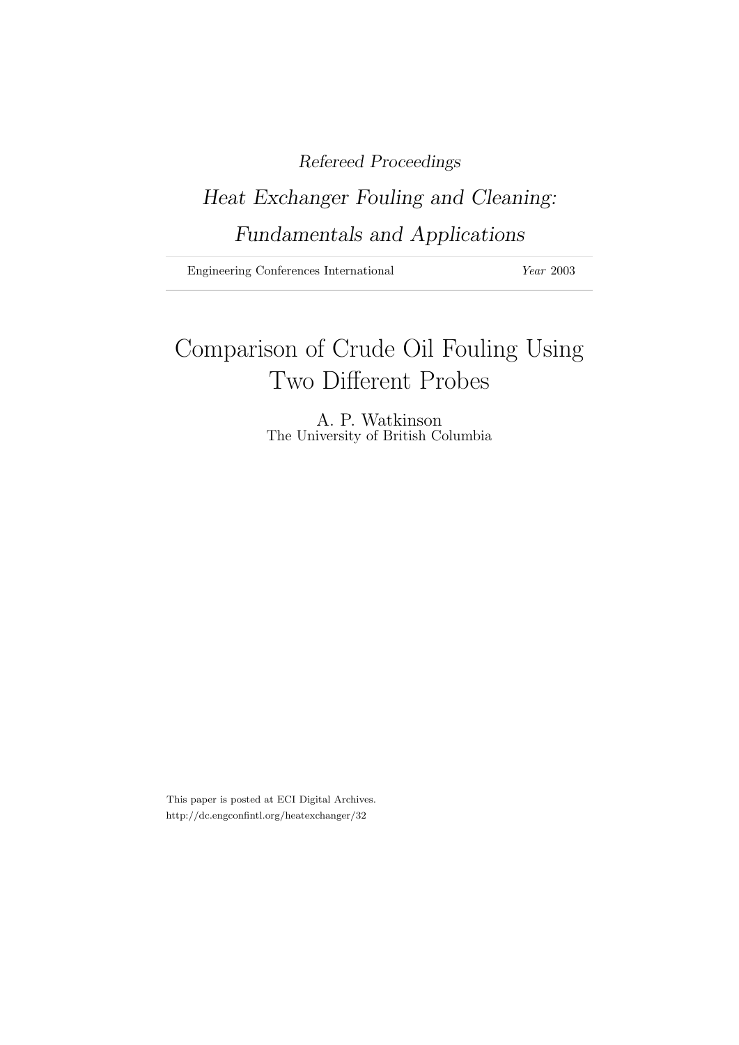*Refereed Proceedings*

*Heat Exchanger Fouling and Cleaning: Fundamentals and Applications*

Engineering Conferences International — *Year* 2003

# Comparison of Crude Oil Fouling Using Two Different Probes

A. P. Watkinson
The University of British Columbia

This paper is posted at ECI Digital Archives.
http://dc.engconfintl.org/heatexchanger/32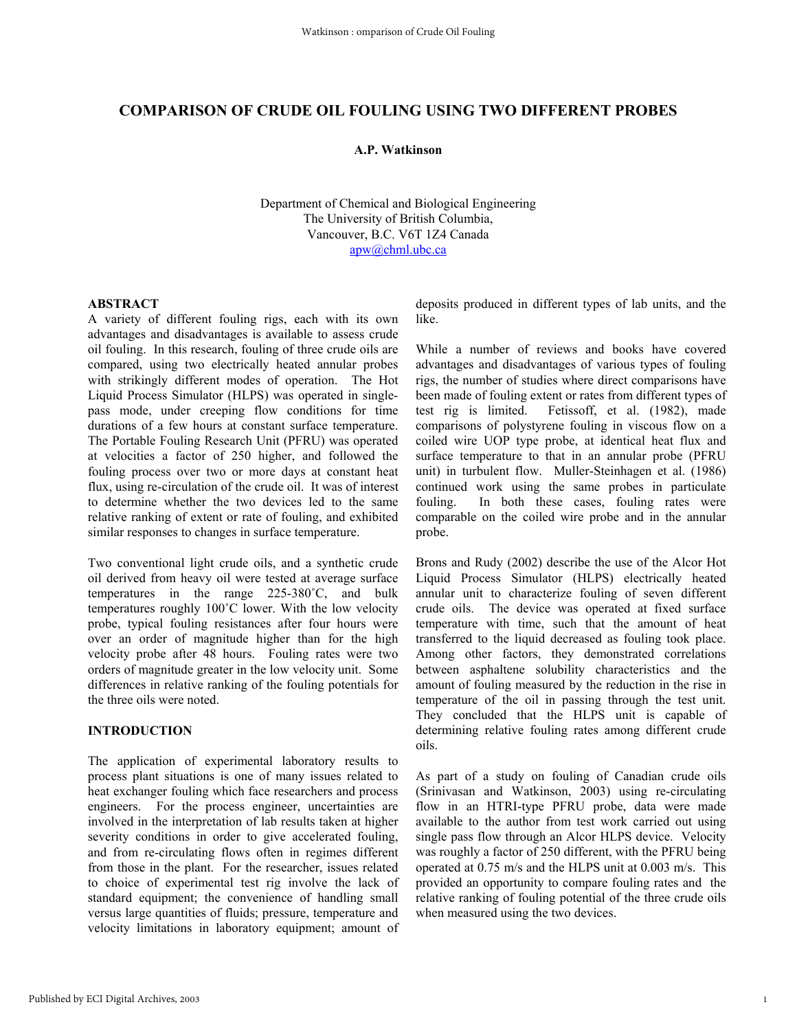# COMPARISON OF CRUDE OIL FOULING USING TWO DIFFERENT PROBES

**A.P. Watkinson**

Department of Chemical and Biological Engineering
The University of British Columbia,
Vancouver, B.C. V6T 1Z4 Canada
apw@chml.ubc.ca

## ABSTRACT

A variety of different fouling rigs, each with its own advantages and disadvantages is available to assess crude oil fouling. In this research, fouling of three crude oils are compared, using two electrically heated annular probes with strikingly different modes of operation. The Hot Liquid Process Simulator (HLPS) was operated in single-pass mode, under creeping flow conditions for time durations of a few hours at constant surface temperature. The Portable Fouling Research Unit (PFRU) was operated at velocities a factor of 250 higher, and followed the fouling process over two or more days at constant heat flux, using re-circulation of the crude oil. It was of interest to determine whether the two devices led to the same relative ranking of extent or rate of fouling, and exhibited similar responses to changes in surface temperature.

Two conventional light crude oils, and a synthetic crude oil derived from heavy oil were tested at average surface temperatures in the range 225-380˚C, and bulk temperatures roughly 100˚C lower. With the low velocity probe, typical fouling resistances after four hours were over an order of magnitude higher than for the high velocity probe after 48 hours. Fouling rates were two orders of magnitude greater in the low velocity unit. Some differences in relative ranking of the fouling potentials for the three oils were noted.

## INTRODUCTION

The application of experimental laboratory results to process plant situations is one of many issues related to heat exchanger fouling which face researchers and process engineers. For the process engineer, uncertainties are involved in the interpretation of lab results taken at higher severity conditions in order to give accelerated fouling, and from re-circulating flows often in regimes different from those in the plant. For the researcher, issues related to choice of experimental test rig involve the lack of standard equipment; the convenience of handling small versus large quantities of fluids; pressure, temperature and velocity limitations in laboratory equipment; amount of deposits produced in different types of lab units, and the like.

While a number of reviews and books have covered advantages and disadvantages of various types of fouling rigs, the number of studies where direct comparisons have been made of fouling extent or rates from different types of test rig is limited. Fetissoff, et al. (1982), made comparisons of polystyrene fouling in viscous flow on a coiled wire UOP type probe, at identical heat flux and surface temperature to that in an annular probe (PFRU unit) in turbulent flow. Muller-Steinhagen et al. (1986) continued work using the same probes in particulate fouling. In both these cases, fouling rates were comparable on the coiled wire probe and in the annular probe.

Brons and Rudy (2002) describe the use of the Alcor Hot Liquid Process Simulator (HLPS) electrically heated annular unit to characterize fouling of seven different crude oils. The device was operated at fixed surface temperature with time, such that the amount of heat transferred to the liquid decreased as fouling took place. Among other factors, they demonstrated correlations between asphaltene solubility characteristics and the amount of fouling measured by the reduction in the rise in temperature of the oil in passing through the test unit. They concluded that the HLPS unit is capable of determining relative fouling rates among different crude oils.

As part of a study on fouling of Canadian crude oils (Srinivasan and Watkinson, 2003) using re-circulating flow in an HTRI-type PFRU probe, data were made available to the author from test work carried out using single pass flow through an Alcor HLPS device. Velocity was roughly a factor of 250 different, with the PFRU being operated at 0.75 m/s and the HLPS unit at 0.003 m/s. This provided an opportunity to compare fouling rates and the relative ranking of fouling potential of the three crude oils when measured using the two devices.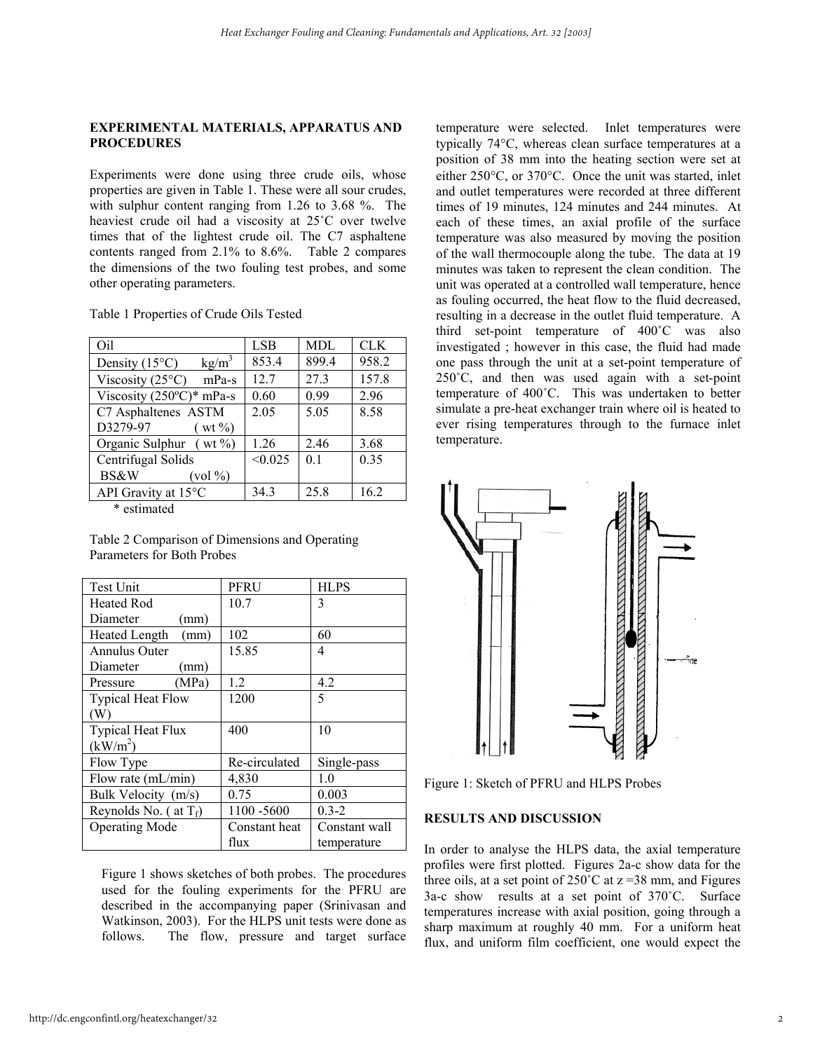## EXPERIMENTAL MATERIALS, APPARATUS AND PROCEDURES

Experiments were done using three crude oils, whose properties are given in Table 1. These were all sour crudes, with sulphur content ranging from 1.26 to 3.68 %. The heaviest crude oil had a viscosity at 25˚C over twelve times that of the lightest crude oil. The C7 asphaltene contents ranged from 2.1% to 8.6%. Table 2 compares the dimensions of the two fouling test probes, and some other operating parameters.

Table 1 Properties of Crude Oils Tested

| Oil | LSB | MDL | CLK |
|---|---|---|---|
| Density (15°C) $kg/m^3$ | 853.4 | 899.4 | 958.2 |
| Viscosity (25°C) mPa-s | 12.7 | 27.3 | 157.8 |
| Viscosity (250ºC)* mPa-s | 0.60 | 0.99 | 2.96 |
| C7 Asphaltenes ASTM D3279-97 ( wt %) | 2.05 | 5.05 | 8.58 |
| Organic Sulphur ( wt %) | 1.26 | 2.46 | 3.68 |
| Centrifugal Solids BS&W (vol %) | <0.025 | 0.1 | 0.35 |
| API Gravity at 15°C | 34.3 | 25.8 | 16.2 |

\* estimated

Table 2 Comparison of Dimensions and Operating Parameters for Both Probes

| Test Unit | PFRU | HLPS |
|---|---|---|
| Heated Rod Diameter (mm) | 10.7 | 3 |
| Heated Length (mm) | 102 | 60 |
| Annulus Outer Diameter (mm) | 15.85 | 4 |
| Pressure (MPa) | 1.2 | 4.2 |
| Typical Heat Flow (W) | 1200 | 5 |
| Typical Heat Flux ($kW/m^2$) | 400 | 10 |
| Flow Type | Re-circulated | Single-pass |
| Flow rate (mL/min) | 4,830 | 1.0 |
| Bulk Velocity (m/s) | 0.75 | 0.003 |
| Reynolds No. ( at $T_f$) | 1100 -5600 | 0.3-2 |
| Operating Mode | Constant heat flux | Constant wall temperature |

Figure 1 shows sketches of both probes. The procedures used for the fouling experiments for the PFRU are described in the accompanying paper (Srinivasan and Watkinson, 2003). For the HLPS unit tests were done as follows. The flow, pressure and target surface temperature were selected. Inlet temperatures were typically 74°C, whereas clean surface temperatures at a position of 38 mm into the heating section were set at either 250°C, or 370°C. Once the unit was started, inlet and outlet temperatures were recorded at three different times of 19 minutes, 124 minutes and 244 minutes. At each of these times, an axial profile of the surface temperature was also measured by moving the position of the wall thermocouple along the tube. The data at 19 minutes was taken to represent the clean condition. The unit was operated at a controlled wall temperature, hence as fouling occurred, the heat flow to the fluid decreased, resulting in a decrease in the outlet fluid temperature. A third set-point temperature of 400˚C was also investigated ; however in this case, the fluid had made one pass through the unit at a set-point temperature of 250˚C, and then was used again with a set-point temperature of 400˚C. This was undertaken to better simulate a pre-heat exchanger train where oil is heated to ever rising temperatures through to the furnace inlet temperature.

Figure 1: Sketch of PFRU and HLPS Probes

## RESULTS AND DISCUSSION

In order to analyse the HLPS data, the axial temperature profiles were first plotted. Figures 2a-c show data for the three oils, at a set point of 250˚C at z =38 mm, and Figures 3a-c show results at a set point of 370˚C. Surface temperatures increase with axial position, going through a sharp maximum at roughly 40 mm. For a uniform heat flux, and uniform film coefficient, one would expect the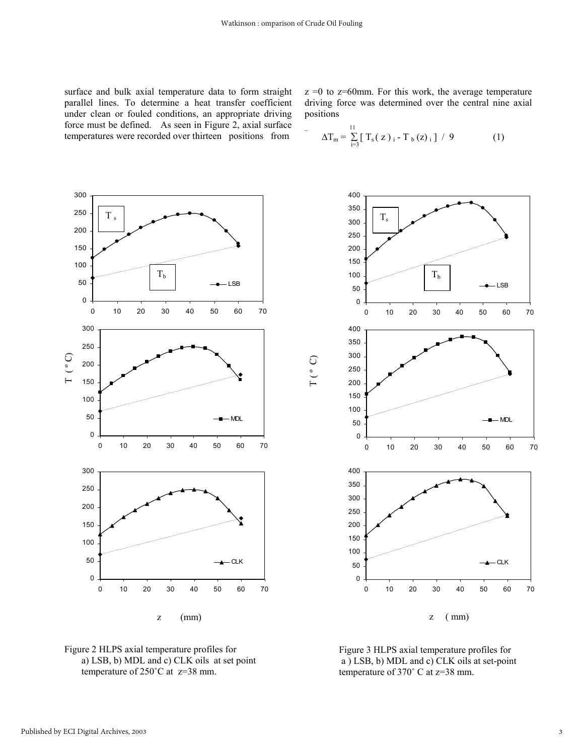surface and bulk axial temperature data to form straight parallel lines. To determine a heat transfer coefficient under clean or fouled conditions, an appropriate driving force must be defined. As seen in Figure 2, axial surface temperatures were recorded over thirteen positions from $z = 0$ to $z = 60$mm. For this work, the average temperature driving force was determined over the central nine axial positions

$$\overline{\Delta T_m} = \sum_{i=3}^{11} [\, T_s(z)_i - T_b(z)_i \,] \,/\, 9 \qquad (1)$$

Figure 2 HLPS axial temperature profiles for a) LSB, b) MDL and c) CLK oils at set point temperature of 250˚C at z=38 mm.

Figure 3 HLPS axial temperature profiles for a) LSB, b) MDL and c) CLK oils at set-point temperature of 370˚ C at z=38 mm.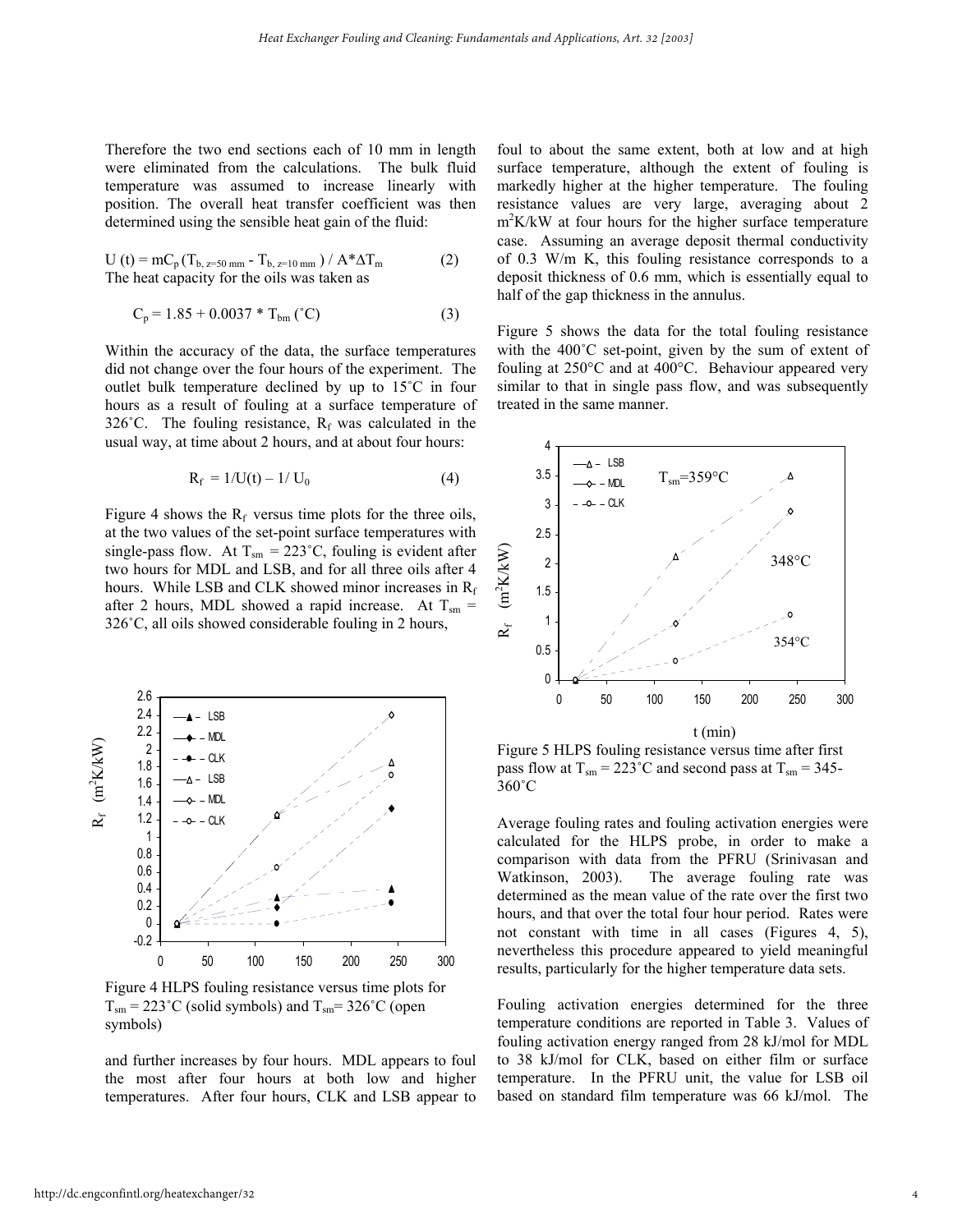Therefore the two end sections each of 10 mm in length were eliminated from the calculations. The bulk fluid temperature was assumed to increase linearly with position. The overall heat transfer coefficient was then determined using the sensible heat gain of the fluid:

$$U(t) = mC_p\,(T_{b,\,z=50\,mm} - T_{b,\,z=10\,mm}) / A*\Delta T_m \quad (2)$$

The heat capacity for the oils was taken as

$$C_p = 1.85 + 0.0037 * T_{bm}\ (^\circ C) \quad (3)$$

Within the accuracy of the data, the surface temperatures did not change over the four hours of the experiment. The outlet bulk temperature declined by up to 15˚C in four hours as a result of fouling at a surface temperature of 326˚C. The fouling resistance, $R_f$ was calculated in the usual way, at time about 2 hours, and at about four hours:

$$R_f = 1/U(t) - 1/U_0 \quad (4)$$

Figure 4 shows the $R_f$ versus time plots for the three oils, at the two values of the set-point surface temperatures with single-pass flow. At $T_{sm}$ = 223˚C, fouling is evident after two hours for MDL and LSB, and for all three oils after 4 hours. While LSB and CLK showed minor increases in $R_f$ after 2 hours, MDL showed a rapid increase. At $T_{sm}$ = 326˚C, all oils showed considerable fouling in 2 hours, and further increases by four hours. MDL appears to foul the most after four hours at both low and higher temperatures. After four hours, CLK and LSB appear to foul to about the same extent, both at low and at high surface temperature, although the extent of fouling is markedly higher at the higher temperature. The fouling resistance values are very large, averaging about 2 $m^2K/kW$ at four hours for the higher surface temperature case. Assuming an average deposit thermal conductivity of 0.3 W/m K, this fouling resistance corresponds to a deposit thickness of 0.6 mm, which is essentially equal to half of the gap thickness in the annulus.

Figure 4 HLPS fouling resistance versus time plots for $T_{sm}$ = 223˚C (solid symbols) and $T_{sm}$= 326˚C (open symbols)

Figure 5 shows the data for the total fouling resistance with the 400˚C set-point, given by the sum of extent of fouling at 250°C and at 400°C. Behaviour appeared very similar to that in single pass flow, and was subsequently treated in the same manner.

Figure 5 HLPS fouling resistance versus time after first pass flow at $T_{sm}$ = 223˚C and second pass at $T_{sm}$ = 345-360˚C

Average fouling rates and fouling activation energies were calculated for the HLPS probe, in order to make a comparison with data from the PFRU (Srinivasan and Watkinson, 2003). The average fouling rate was determined as the mean value of the rate over the first two hours, and that over the total four hour period. Rates were not constant with time in all cases (Figures 4, 5), nevertheless this procedure appeared to yield meaningful results, particularly for the higher temperature data sets.

Fouling activation energies determined for the three temperature conditions are reported in Table 3. Values of fouling activation energy ranged from 28 kJ/mol for MDL to 38 kJ/mol for CLK, based on either film or surface temperature. In the PFRU unit, the value for LSB oil based on standard film temperature was 66 kJ/mol. The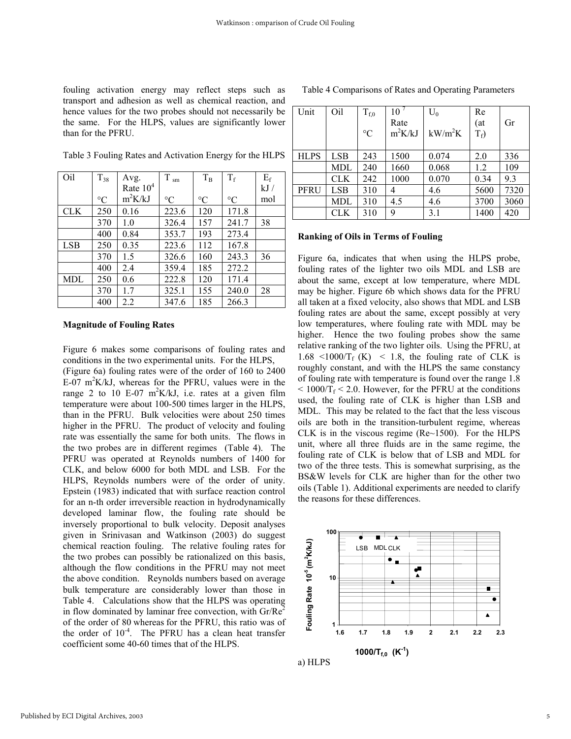fouling activation energy may reflect steps such as transport and adhesion as well as chemical reaction, and hence values for the two probes should not necessarily be the same. For the HLPS, values are significantly lower than for the PFRU.

Table 3 Fouling Rates and Activation Energy for the HLPS

| Oil | $T_{38}$ °C | Avg. Rate $10^4$ $m^2K/kJ$ | $T_{sm}$ °C | $T_B$ °C | $T_f$ °C | $E_f$ kJ / mol |
|---|---|---|---|---|---|---|
| CLK | 250 | 0.16 | 223.6 | 120 | 171.8 | |
| | 370 | 1.0 | 326.4 | 157 | 241.7 | 38 |
| | 400 | 0.84 | 353.7 | 193 | 273.4 | |
| LSB | 250 | 0.35 | 223.6 | 112 | 167.8 | |
| | 370 | 1.5 | 326.6 | 160 | 243.3 | 36 |
| | 400 | 2.4 | 359.4 | 185 | 272.2 | |
| MDL | 250 | 0.6 | 222.8 | 120 | 171.4 | |
| | 370 | 1.7 | 325.1 | 155 | 240.0 | 28 |
| | 400 | 2.2 | 347.6 | 185 | 266.3 | |

**Magnitude of Fouling Rates**

Figure 6 makes some comparisons of fouling rates and conditions in the two experimental units. For the HLPS, (Figure 6a) fouling rates were of the order of 160 to 2400 E-07 $m^2K/kJ$, whereas for the PFRU, values were in the range 2 to 10 E-07 $m^2K/kJ$, i.e. rates at a given film temperature were about 100-500 times larger in the HLPS, than in the PFRU. Bulk velocities were about 250 times higher in the PFRU. The product of velocity and fouling rate was essentially the same for both units. The flows in the two probes are in different regimes (Table 4). The PFRU was operated at Reynolds numbers of 1400 for CLK, and below 6000 for both MDL and LSB. For the HLPS, Reynolds numbers were of the order of unity. Epstein (1983) indicated that with surface reaction control for an n-th order irreversible reaction in hydrodynamically developed laminar flow, the fouling rate should be inversely proportional to bulk velocity. Deposit analyses given in Srinivasan and Watkinson (2003) do suggest chemical reaction fouling. The relative fouling rates for the two probes can possibly be rationalized on this basis, although the flow conditions in the PFRU may not meet the above condition. Reynolds numbers based on average bulk temperature are considerably lower than those in Table 4. Calculations show that the HLPS was operating in flow dominated by laminar free convection, with $Gr/Re^2$ of the order of 80 whereas for the PFRU, this ratio was of the order of $10^{-4}$. The PFRU has a clean heat transfer coefficient some 40-60 times that of the HLPS.

Table 4 Comparisons of Rates and Operating Parameters

| Unit | Oil | $T_{f,0}$ °C | $10^{7}$ Rate $m^2K/kJ$ | $U_0$ $kW/m^2K$ | Re (at $T_f$) | Gr |
|---|---|---|---|---|---|---|
| HLPS | LSB | 243 | 1500 | 0.074 | 2.0 | 336 |
| | MDL | 240 | 1660 | 0.068 | 1.2 | 109 |
| | CLK | 242 | 1000 | 0.070 | 0.34 | 9.3 |
| PFRU | LSB | 310 | 4 | 4.6 | 5600 | 7320 |
| | MDL | 310 | 4.5 | 4.6 | 3700 | 3060 |
| | CLK | 310 | 9 | 3.1 | 1400 | 420 |

**Ranking of Oils in Terms of Fouling**

Figure 6a, indicates that when using the HLPS probe, fouling rates of the lighter two oils MDL and LSB are about the same, except at low temperature, where MDL may be higher. Figure 6b which shows data for the PFRU all taken at a fixed velocity, also shows that MDL and LSB fouling rates are about the same, except possibly at very low temperatures, where fouling rate with MDL may be higher. Hence the two fouling probes show the same relative ranking of the two lighter oils. Using the PFRU, at $1.68 < 1000/T_f$ (K) $< 1.8$, the fouling rate of CLK is roughly constant, and with the HLPS the same constancy of fouling rate with temperature is found over the range $1.8 < 1000/T_f < 2.0$. However, for the PFRU at the conditions used, the fouling rate of CLK is higher than LSB and MDL. This may be related to the fact that the less viscous oils are both in the transition-turbulent regime, whereas CLK is in the viscous regime (Re~1500). For the HLPS unit, where all three fluids are in the same regime, the fouling rate of CLK is below that of LSB and MDL for two of the three tests. This is somewhat surprising, as the BS&W levels for CLK are higher than for the other two oils (Table 1). Additional experiments are needed to clarify the reasons for these differences.

a) HLPS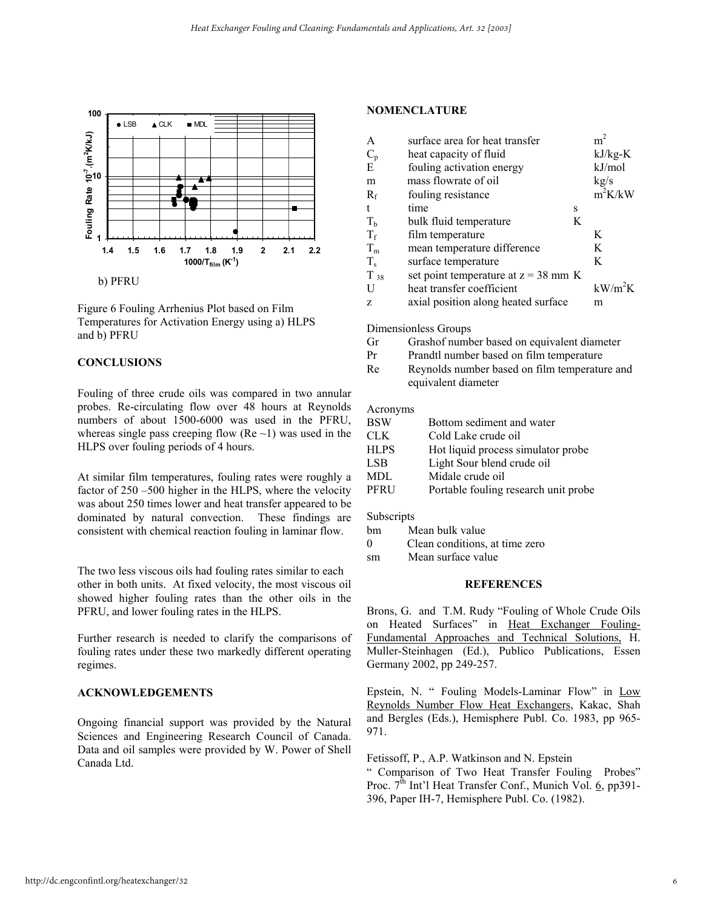b) PFRU

Figure 6 Fouling Arrhenius Plot based on Film Temperatures for Activation Energy using a) HLPS and b) PFRU

## CONCLUSIONS

Fouling of three crude oils was compared in two annular probes. Re-circulating flow over 48 hours at Reynolds numbers of about 1500-6000 was used in the PFRU, whereas single pass creeping flow (Re ~1) was used in the HLPS over fouling periods of 4 hours.

At similar film temperatures, fouling rates were roughly a factor of 250 –500 higher in the HLPS, where the velocity was about 250 times lower and heat transfer appeared to be dominated by natural convection. These findings are consistent with chemical reaction fouling in laminar flow.

The two less viscous oils had fouling rates similar to each other in both units. At fixed velocity, the most viscous oil showed higher fouling rates than the other oils in the PFRU, and lower fouling rates in the HLPS.

Further research is needed to clarify the comparisons of fouling rates under these two markedly different operating regimes.

## ACKNOWLEDGEMENTS

Ongoing financial support was provided by the Natural Sciences and Engineering Research Council of Canada. Data and oil samples were provided by W. Power of Shell Canada Ltd.

## NOMENCLATURE

| | | |
|---|---|---|
| A | surface area for heat transfer | $m^2$ |
| $C_p$ | heat capacity of fluid | kJ/kg-K |
| E | fouling activation energy | kJ/mol |
| m | mass flowrate of oil | kg/s |
| $R_f$ | fouling resistance | $m^2K/kW$ |
| t | time | s |
| $T_b$ | bulk fluid temperature | K |
| $T_f$ | film temperature | K |
| $T_m$ | mean temperature difference | K |
| $T_s$ | surface temperature | K |
| $T_{38}$ | set point temperature at z = 38 mm | K |
| U | heat transfer coefficient | $kW/m^2K$ |
| z | axial position along heated surface | m |

Dimensionless Groups

| | |
|---|---|
| Gr | Grashof number based on equivalent diameter |
| Pr | Prandtl number based on film temperature |
| Re | Reynolds number based on film temperature and equivalent diameter |

Acronyms

| | |
|---|---|
| BSW | Bottom sediment and water |
| CLK | Cold Lake crude oil |
| HLPS | Hot liquid process simulator probe |
| LSB | Light Sour blend crude oil |
| MDL | Midale crude oil |
| PFRU | Portable fouling research unit probe |

Subscripts

| | |
|---|---|
| bm | Mean bulk value |
| 0 | Clean conditions, at time zero |
| sm | Mean surface value |

## REFERENCES

Brons, G. and T.M. Rudy "Fouling of Whole Crude Oils on Heated Surfaces" in Heat Exchanger Fouling-Fundamental Approaches and Technical Solutions, H. Muller-Steinhagen (Ed.), Publico Publications, Essen Germany 2002, pp 249-257.

Epstein, N. " Fouling Models-Laminar Flow" in Low Reynolds Number Flow Heat Exchangers, Kakac, Shah and Bergles (Eds.), Hemisphere Publ. Co. 1983, pp 965-971.

Fetissoff, P., A.P. Watkinson and N. Epstein " Comparison of Two Heat Transfer Fouling Probes" Proc. 7th Int'l Heat Transfer Conf., Munich Vol. 6, pp391-396, Paper IH-7, Hemisphere Publ. Co. (1982).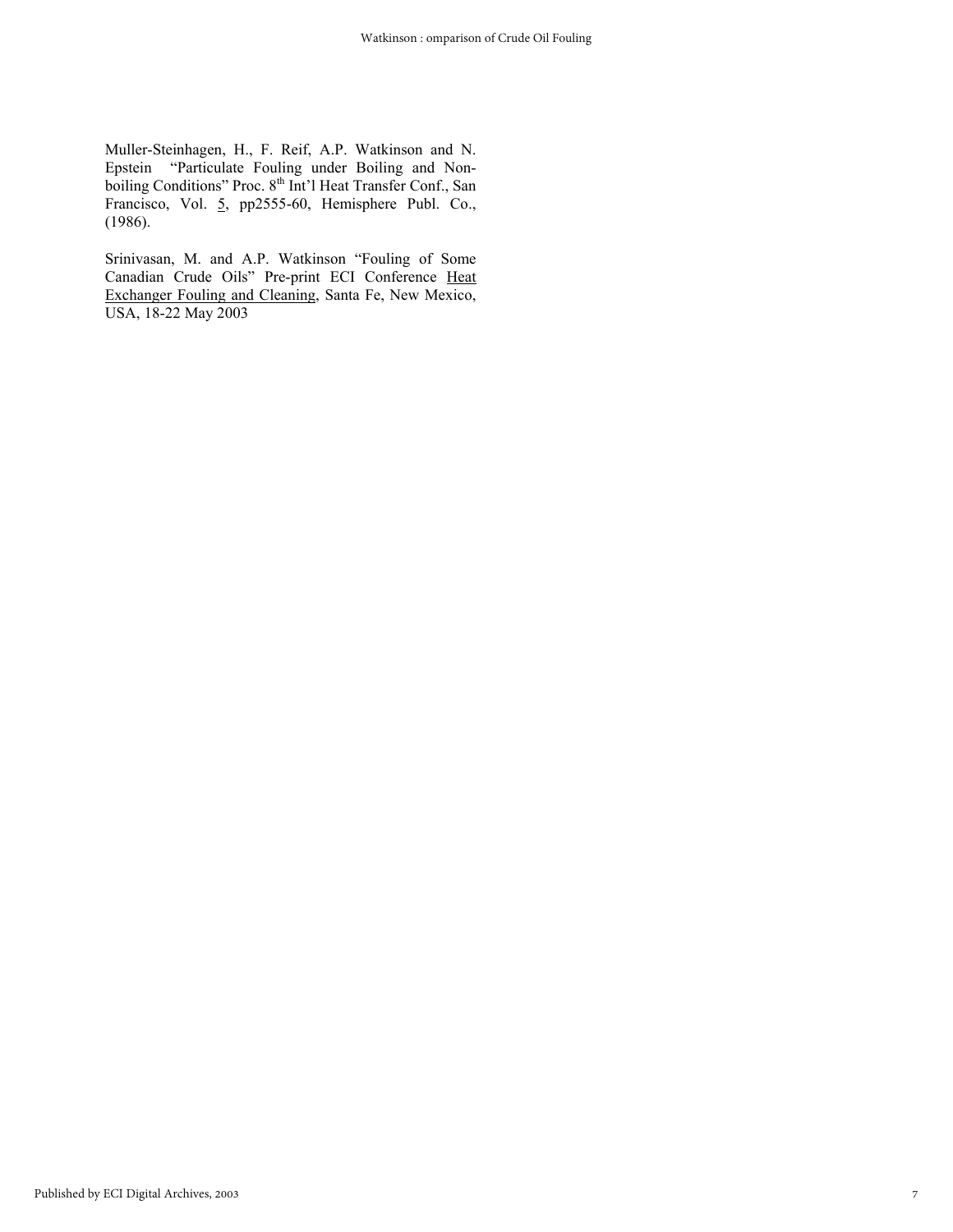Muller-Steinhagen, H., F. Reif, A.P. Watkinson and N. Epstein "Particulate Fouling under Boiling and Non-boiling Conditions" Proc. 8th Int'l Heat Transfer Conf., San Francisco, Vol. 5, pp2555-60, Hemisphere Publ. Co., (1986).

Srinivasan, M. and A.P. Watkinson "Fouling of Some Canadian Crude Oils" Pre-print ECI Conference Heat Exchanger Fouling and Cleaning, Santa Fe, New Mexico, USA, 18-22 May 2003